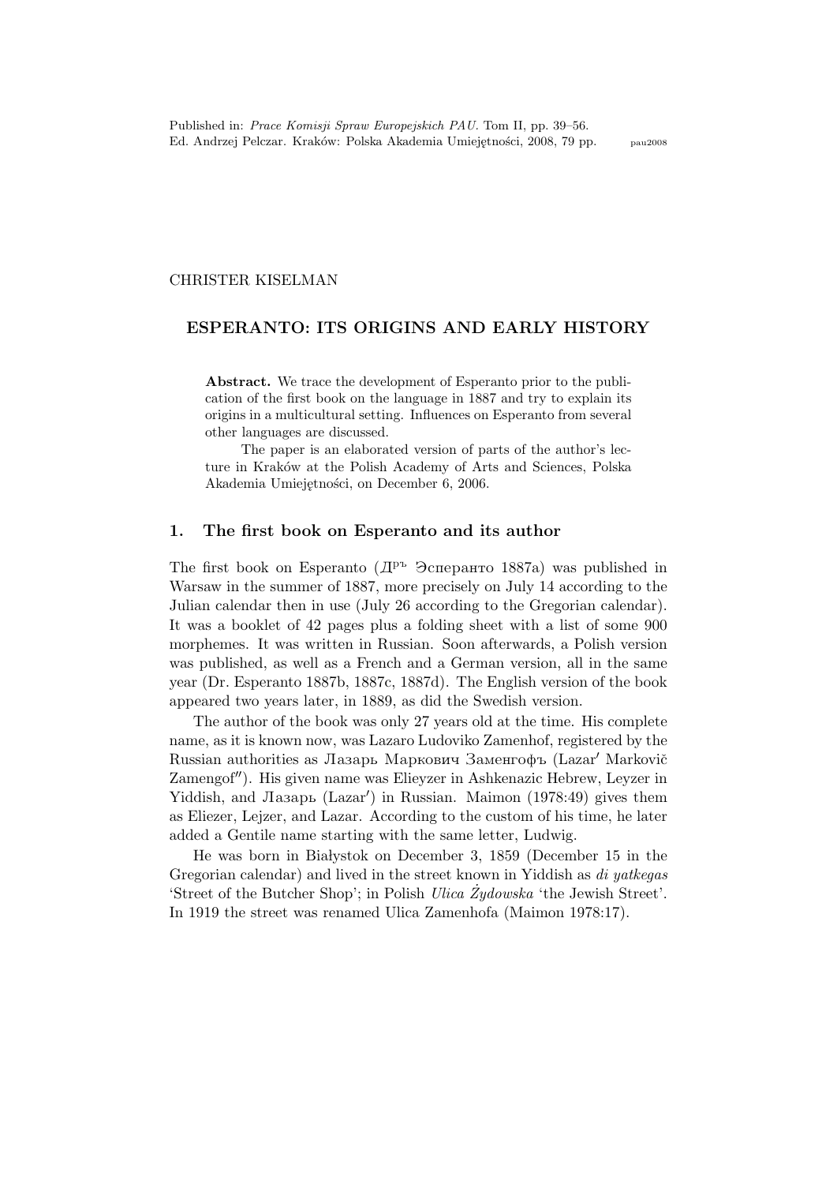Published in: *Prace Komisji Spraw Europejskich PAU*. Tom II, pp. 39–56.
Ed. Andrzej Pelczar. Kraków: Polska Akademia Umiejętności, 2008, 79 pp. pau2008

CHRISTER KISELMAN

# ESPERANTO: ITS ORIGINS AND EARLY HISTORY

**Abstract.** We trace the development of Esperanto prior to the publication of the first book on the language in 1887 and try to explain its origins in a multicultural setting. Influences on Esperanto from several other languages are discussed.

The paper is an elaborated version of parts of the author's lecture in Kraków at the Polish Academy of Arts and Sciences, Polska Akademia Umiejętności, on December 6, 2006.

## 1. The first book on Esperanto and its author

The first book on Esperanto (Дръ Эсперанто 1887a) was published in Warsaw in the summer of 1887, more precisely on July 14 according to the Julian calendar then in use (July 26 according to the Gregorian calendar). It was a booklet of 42 pages plus a folding sheet with a list of some 900 morphemes. It was written in Russian. Soon afterwards, a Polish version was published, as well as a French and a German version, all in the same year (Dr. Esperanto 1887b, 1887c, 1887d). The English version of the book appeared two years later, in 1889, as did the Swedish version.

The author of the book was only 27 years old at the time. His complete name, as it is known now, was Lazaro Ludoviko Zamenhof, registered by the Russian authorities as Лазарь Маркович Заменгофъ (Lazar′ Markovič Zamengof″). His given name was Elieyzer in Ashkenazic Hebrew, Leyzer in Yiddish, and Лазарь (Lazar′) in Russian. Maimon (1978:49) gives them as Eliezer, Lejzer, and Lazar. According to the custom of his time, he later added a Gentile name starting with the same letter, Ludwig.

He was born in Białystok on December 3, 1859 (December 15 in the Gregorian calendar) and lived in the street known in Yiddish as *di yatkegas* 'Street of the Butcher Shop'; in Polish *Ulica Żydowska* 'the Jewish Street'. In 1919 the street was renamed Ulica Zamenhofa (Maimon 1978:17).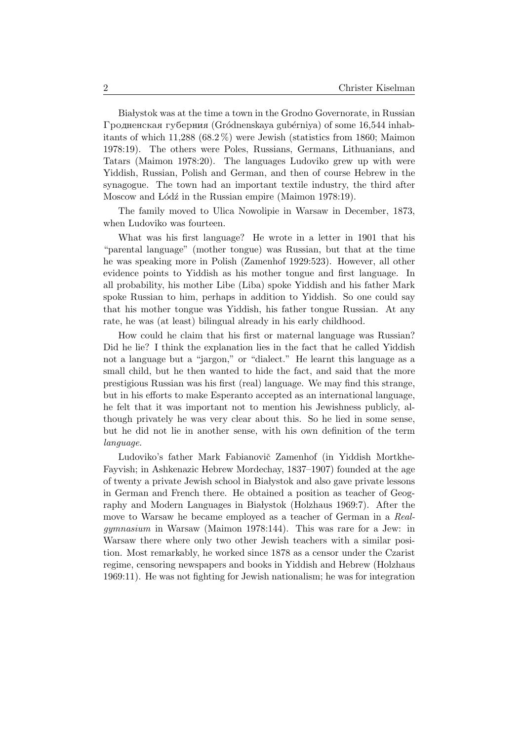Białystok was at the time a town in the Grodno Governorate, in Russian Гродненская губерния (Gródnenskaya gubérniya) of some 16,544 inhabitants of which 11,288 (68.2 %) were Jewish (statistics from 1860; Maimon 1978:19). The others were Poles, Russians, Germans, Lithuanians, and Tatars (Maimon 1978:20). The languages Ludoviko grew up with were Yiddish, Russian, Polish and German, and then of course Hebrew in the synagogue. The town had an important textile industry, the third after Moscow and Łódź in the Russian empire (Maimon 1978:19).

The family moved to Ulica Nowolipie in Warsaw in December, 1873, when Ludoviko was fourteen.

What was his first language? He wrote in a letter in 1901 that his "parental language" (mother tongue) was Russian, but that at the time he was speaking more in Polish (Zamenhof 1929:523). However, all other evidence points to Yiddish as his mother tongue and first language. In all probability, his mother Libe (Liba) spoke Yiddish and his father Mark spoke Russian to him, perhaps in addition to Yiddish. So one could say that his mother tongue was Yiddish, his father tongue Russian. At any rate, he was (at least) bilingual already in his early childhood.

How could he claim that his first or maternal language was Russian? Did he lie? I think the explanation lies in the fact that he called Yiddish not a language but a "jargon," or "dialect." He learnt this language as a small child, but he then wanted to hide the fact, and said that the more prestigious Russian was his first (real) language. We may find this strange, but in his efforts to make Esperanto accepted as an international language, he felt that it was important not to mention his Jewishness publicly, although privately he was very clear about this. So he lied in some sense, but he did not lie in another sense, with his own definition of the term *language*.

Ludoviko's father Mark Fabianovič Zamenhof (in Yiddish Mortkhe-Fayvish; in Ashkenazic Hebrew Mordechay, 1837–1907) founded at the age of twenty a private Jewish school in Białystok and also gave private lessons in German and French there. He obtained a position as teacher of Geography and Modern Languages in Białystok (Holzhaus 1969:7). After the move to Warsaw he became employed as a teacher of German in a *Realgymnasium* in Warsaw (Maimon 1978:144). This was rare for a Jew: in Warsaw there where only two other Jewish teachers with a similar position. Most remarkably, he worked since 1878 as a censor under the Czarist regime, censoring newspapers and books in Yiddish and Hebrew (Holzhaus 1969:11). He was not fighting for Jewish nationalism; he was for integration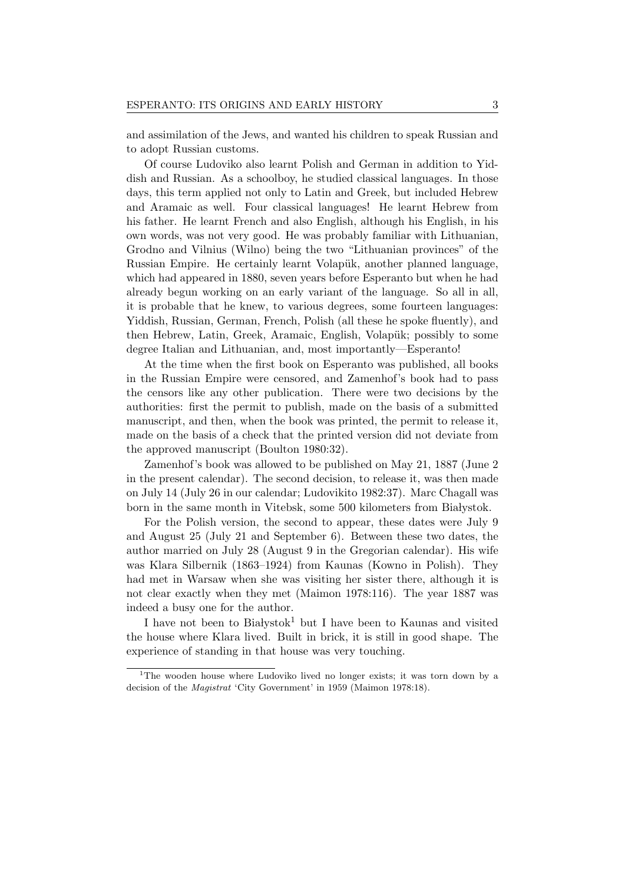and assimilation of the Jews, and wanted his children to speak Russian and to adopt Russian customs.

Of course Ludoviko also learnt Polish and German in addition to Yiddish and Russian. As a schoolboy, he studied classical languages. In those days, this term applied not only to Latin and Greek, but included Hebrew and Aramaic as well. Four classical languages! He learnt Hebrew from his father. He learnt French and also English, although his English, in his own words, was not very good. He was probably familiar with Lithuanian, Grodno and Vilnius (Wilno) being the two "Lithuanian provinces" of the Russian Empire. He certainly learnt Volapük, another planned language, which had appeared in 1880, seven years before Esperanto but when he had already begun working on an early variant of the language. So all in all, it is probable that he knew, to various degrees, some fourteen languages: Yiddish, Russian, German, French, Polish (all these he spoke fluently), and then Hebrew, Latin, Greek, Aramaic, English, Volapük; possibly to some degree Italian and Lithuanian, and, most importantly—Esperanto!

At the time when the first book on Esperanto was published, all books in the Russian Empire were censored, and Zamenhof's book had to pass the censors like any other publication. There were two decisions by the authorities: first the permit to publish, made on the basis of a submitted manuscript, and then, when the book was printed, the permit to release it, made on the basis of a check that the printed version did not deviate from the approved manuscript (Boulton 1980:32).

Zamenhof's book was allowed to be published on May 21, 1887 (June 2 in the present calendar). The second decision, to release it, was then made on July 14 (July 26 in our calendar; Ludovikito 1982:37). Marc Chagall was born in the same month in Vitebsk, some 500 kilometers from Białystok.

For the Polish version, the second to appear, these dates were July 9 and August 25 (July 21 and September 6). Between these two dates, the author married on July 28 (August 9 in the Gregorian calendar). His wife was Klara Silbernik (1863–1924) from Kaunas (Kowno in Polish). They had met in Warsaw when she was visiting her sister there, although it is not clear exactly when they met (Maimon 1978:116). The year 1887 was indeed a busy one for the author.

I have not been to Białystok[1] but I have been to Kaunas and visited the house where Klara lived. Built in brick, it is still in good shape. The experience of standing in that house was very touching.

[1] The wooden house where Ludoviko lived no longer exists; it was torn down by a decision of the *Magistrat* 'City Government' in 1959 (Maimon 1978:18).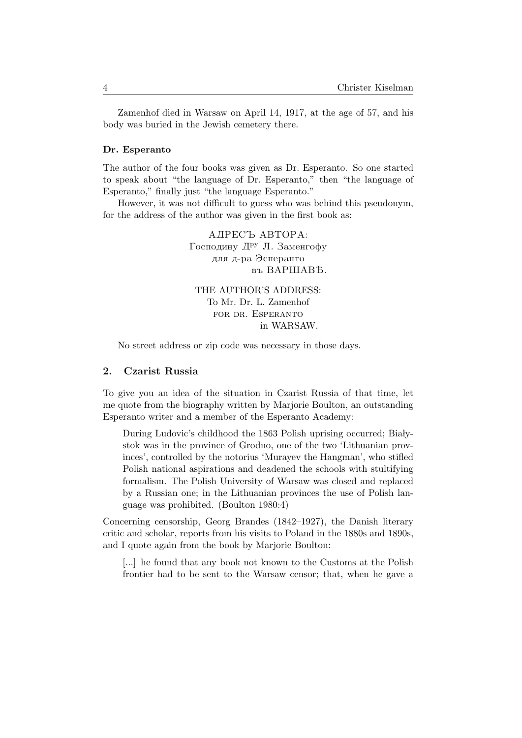Zamenhof died in Warsaw on April 14, 1917, at the age of 57, and his body was buried in the Jewish cemetery there.

### Dr. Esperanto

The author of the four books was given as Dr. Esperanto. So one started to speak about "the language of Dr. Esperanto," then "the language of Esperanto," finally just "the language Esperanto."

However, it was not difficult to guess who was behind this pseudonym, for the address of the author was given in the first book as:

> АДРЕСЪ АВТОРА:
> Господину Д[ру] Л. Заменгофу
> для д-ра Эсперанто
> въ ВАРШАВѢ.

> THE AUTHOR'S ADDRESS:
> To Mr. Dr. L. Zamenhof
> for dr. Esperanto
> in WARSAW.

No street address or zip code was necessary in those days.

## 2. Czarist Russia

To give you an idea of the situation in Czarist Russia of that time, let me quote from the biography written by Marjorie Boulton, an outstanding Esperanto writer and a member of the Esperanto Academy:

> During Ludovic's childhood the 1863 Polish uprising occurred; Białystok was in the province of Grodno, one of the two 'Lithuanian provinces', controlled by the notorius 'Murayev the Hangman', who stifled Polish national aspirations and deadened the schools with stultifying formalism. The Polish University of Warsaw was closed and replaced by a Russian one; in the Lithuanian provinces the use of Polish language was prohibited. (Boulton 1980:4)

Concerning censorship, Georg Brandes (1842–1927), the Danish literary critic and scholar, reports from his visits to Poland in the 1880s and 1890s, and I quote again from the book by Marjorie Boulton:

> [...] he found that any book not known to the Customs at the Polish frontier had to be sent to the Warsaw censor; that, when he gave a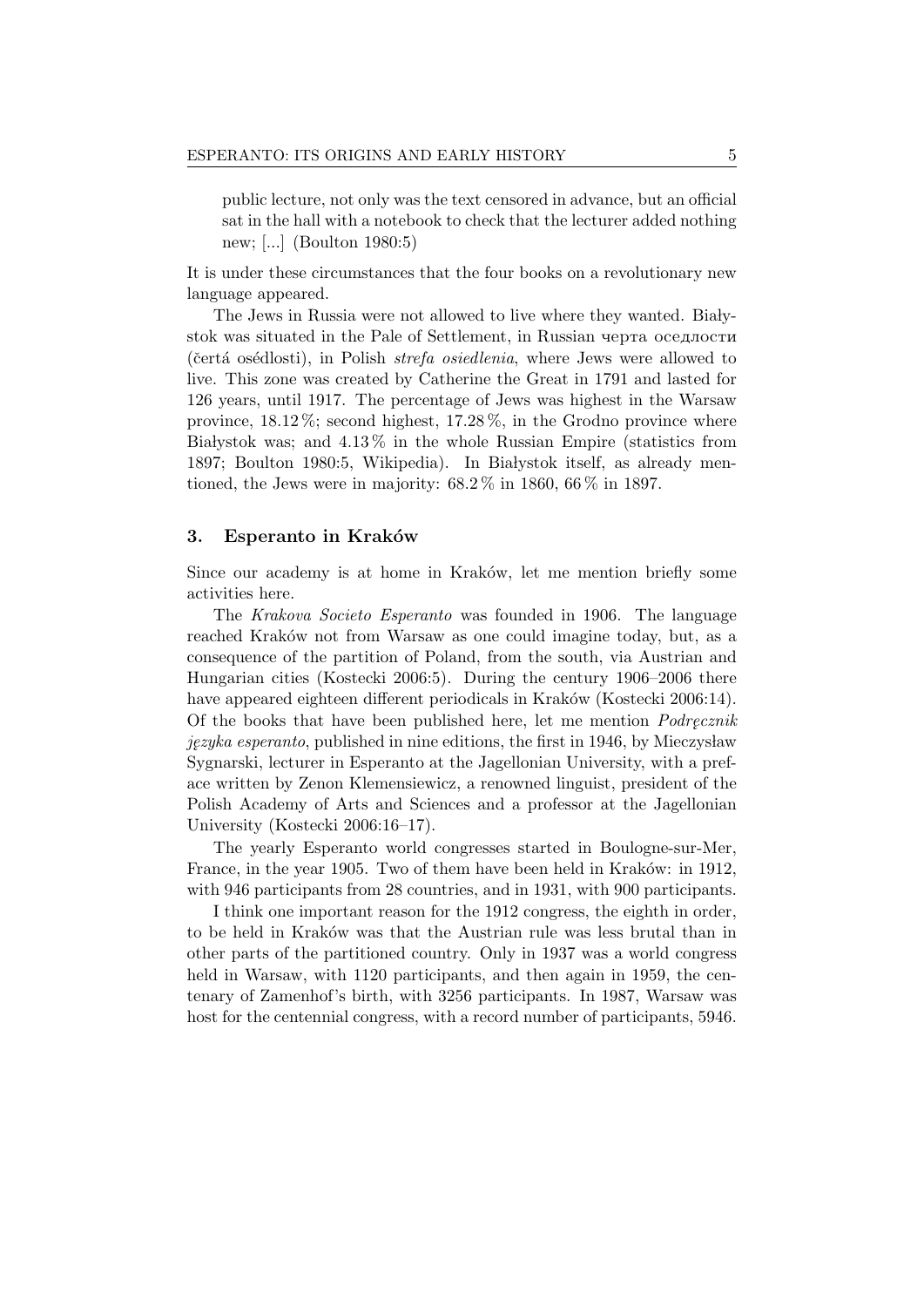public lecture, not only was the text censored in advance, but an official sat in the hall with a notebook to check that the lecturer added nothing new; [...] (Boulton 1980:5)

It is under these circumstances that the four books on a revolutionary new language appeared.

The Jews in Russia were not allowed to live where they wanted. Białystok was situated in the Pale of Settlement, in Russian черта оседлости (čertá osédlosti), in Polish *strefa osiedlenia*, where Jews were allowed to live. This zone was created by Catherine the Great in 1791 and lasted for 126 years, until 1917. The percentage of Jews was highest in the Warsaw province, 18.12 %; second highest, 17.28 %, in the Grodno province where Białystok was; and 4.13 % in the whole Russian Empire (statistics from 1897; Boulton 1980:5, Wikipedia). In Białystok itself, as already mentioned, the Jews were in majority: 68.2 % in 1860, 66 % in 1897.

## 3. Esperanto in Kraków

Since our academy is at home in Kraków, let me mention briefly some activities here.

The *Krakova Societo Esperanto* was founded in 1906. The language reached Kraków not from Warsaw as one could imagine today, but, as a consequence of the partition of Poland, from the south, via Austrian and Hungarian cities (Kostecki 2006:5). During the century 1906–2006 there have appeared eighteen different periodicals in Kraków (Kostecki 2006:14). Of the books that have been published here, let me mention *Podręcznik języka esperanto*, published in nine editions, the first in 1946, by Mieczysław Sygnarski, lecturer in Esperanto at the Jagellonian University, with a preface written by Zenon Klemensiewicz, a renowned linguist, president of the Polish Academy of Arts and Sciences and a professor at the Jagellonian University (Kostecki 2006:16–17).

The yearly Esperanto world congresses started in Boulogne-sur-Mer, France, in the year 1905. Two of them have been held in Kraków: in 1912, with 946 participants from 28 countries, and in 1931, with 900 participants.

I think one important reason for the 1912 congress, the eighth in order, to be held in Kraków was that the Austrian rule was less brutal than in other parts of the partitioned country. Only in 1937 was a world congress held in Warsaw, with 1120 participants, and then again in 1959, the centenary of Zamenhof's birth, with 3256 participants. In 1987, Warsaw was host for the centennial congress, with a record number of participants, 5946.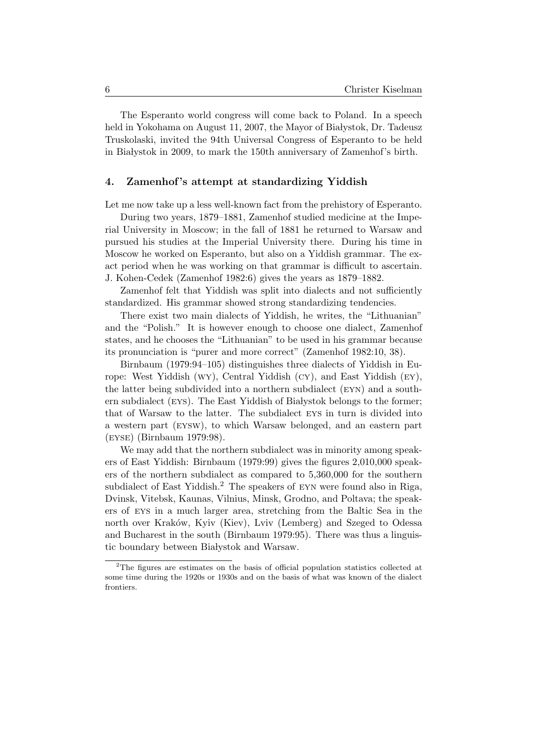The Esperanto world congress will come back to Poland. In a speech held in Yokohama on August 11, 2007, the Mayor of Białystok, Dr. Tadeusz Truskolaski, invited the 94th Universal Congress of Esperanto to be held in Białystok in 2009, to mark the 150th anniversary of Zamenhof's birth.

## 4. Zamenhof's attempt at standardizing Yiddish

Let me now take up a less well-known fact from the prehistory of Esperanto.

During two years, 1879–1881, Zamenhof studied medicine at the Imperial University in Moscow; in the fall of 1881 he returned to Warsaw and pursued his studies at the Imperial University there. During his time in Moscow he worked on Esperanto, but also on a Yiddish grammar. The exact period when he was working on that grammar is difficult to ascertain. J. Kohen-Cedek (Zamenhof 1982:6) gives the years as 1879–1882.

Zamenhof felt that Yiddish was split into dialects and not sufficiently standardized. His grammar showed strong standardizing tendencies.

There exist two main dialects of Yiddish, he writes, the "Lithuanian" and the "Polish." It is however enough to choose one dialect, Zamenhof states, and he chooses the "Lithuanian" to be used in his grammar because its pronunciation is "purer and more correct" (Zamenhof 1982:10, 38).

Birnbaum (1979:94–105) distinguishes three dialects of Yiddish in Europe: West Yiddish (WY), Central Yiddish (CY), and East Yiddish (EY), the latter being subdivided into a northern subdialect (EYN) and a southern subdialect (EYS). The East Yiddish of Białystok belongs to the former; that of Warsaw to the latter. The subdialect EYS in turn is divided into a western part (EYSW), to which Warsaw belonged, and an eastern part (EYSE) (Birnbaum 1979:98).

We may add that the northern subdialect was in minority among speakers of East Yiddish: Birnbaum (1979:99) gives the figures 2,010,000 speakers of the northern subdialect as compared to 5,360,000 for the southern subdialect of East Yiddish.[2] The speakers of EYN were found also in Riga, Dvinsk, Vitebsk, Kaunas, Vilnius, Minsk, Grodno, and Poltava; the speakers of EYS in a much larger area, stretching from the Baltic Sea in the north over Kraków, Kyiv (Kiev), Lviv (Lemberg) and Szeged to Odessa and Bucharest in the south (Birnbaum 1979:95). There was thus a linguistic boundary between Białystok and Warsaw.

[2] The figures are estimates on the basis of official population statistics collected at some time during the 1920s or 1930s and on the basis of what was known of the dialect frontiers.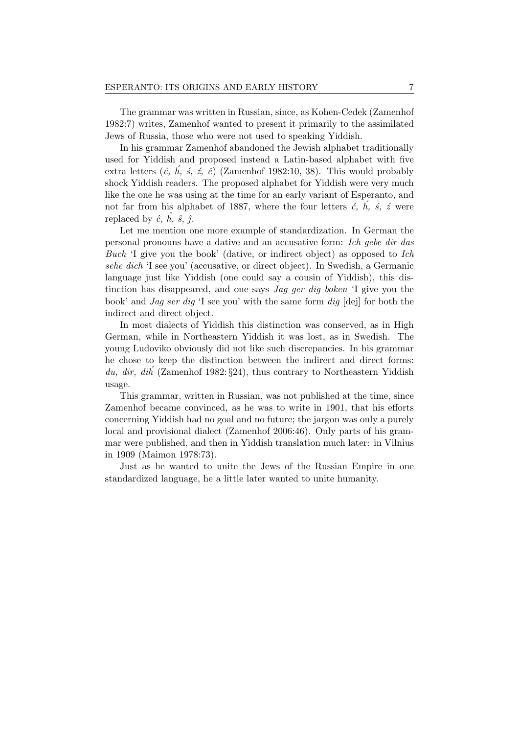The grammar was written in Russian, since, as Kohen-Cedek (Zamenhof 1982:7) writes, Zamenhof wanted to present it primarily to the assimilated Jews of Russia, those who were not used to speaking Yiddish.

In his grammar Zamenhof abandoned the Jewish alphabet traditionally used for Yiddish and proposed instead a Latin-based alphabet with five extra letters (*ć, h́, ś, ź, ĕ*) (Zamenhof 1982:10, 38). This would probably shock Yiddish readers. The proposed alphabet for Yiddish were very much like the one he was using at the time for an early variant of Esperanto, and not far from his alphabet of 1887, where the four letters *ć, h́, ś, ź* were replaced by *ĉ, ĥ, ŝ, ĵ*.

Let me mention one more example of standardization. In German the personal pronouns have a dative and an accusative form: *Ich gebe dir das Buch* 'I give you the book' (dative, or indirect object) as opposed to *Ich sehe dich* 'I see you' (accusative, or direct object). In Swedish, a Germanic language just like Yiddish (one could say a cousin of Yiddish), this distinction has disappeared, and one says *Jag ger dig boken* 'I give you the book' and *Jag ser dig* 'I see you' with the same form *dig* [dej] for both the indirect and direct object.

In most dialects of Yiddish this distinction was conserved, as in High German, while in Northeastern Yiddish it was lost, as in Swedish. The young Ludoviko obviously did not like such discrepancies. In his grammar he chose to keep the distinction between the indirect and direct forms: *du, dir, dih́* (Zamenhof 1982: §24), thus contrary to Northeastern Yiddish usage.

This grammar, written in Russian, was not published at the time, since Zamenhof became convinced, as he was to write in 1901, that his efforts concerning Yiddish had no goal and no future; the jargon was only a purely local and provisional dialect (Zamenhof 2006:46). Only parts of his grammar were published, and then in Yiddish translation much later: in Vilnius in 1909 (Maimon 1978:73).

Just as he wanted to unite the Jews of the Russian Empire in one standardized language, he a little later wanted to unite humanity.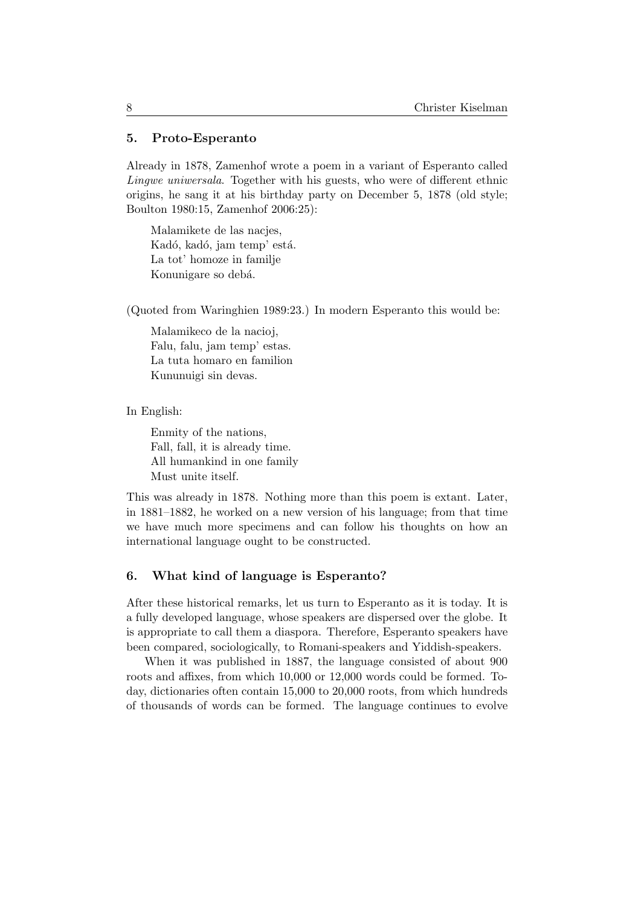## 5. Proto-Esperanto

Already in 1878, Zamenhof wrote a poem in a variant of Esperanto called *Lingwe uniwersala*. Together with his guests, who were of different ethnic origins, he sang it at his birthday party on December 5, 1878 (old style; Boulton 1980:15, Zamenhof 2006:25):

> Malamikete de las nacjes,
> Kadó, kadó, jam temp' está.
> La tot' homoze in familje
> Konunigare so debá.

(Quoted from Waringhien 1989:23.) In modern Esperanto this would be:

> Malamikeco de la nacioj,
> Falu, falu, jam temp' estas.
> La tuta homaro en familion
> Kununuigi sin devas.

In English:

> Enmity of the nations,
> Fall, fall, it is already time.
> All humankind in one family
> Must unite itself.

This was already in 1878. Nothing more than this poem is extant. Later, in 1881–1882, he worked on a new version of his language; from that time we have much more specimens and can follow his thoughts on how an international language ought to be constructed.

## 6. What kind of language is Esperanto?

After these historical remarks, let us turn to Esperanto as it is today. It is a fully developed language, whose speakers are dispersed over the globe. It is appropriate to call them a diaspora. Therefore, Esperanto speakers have been compared, sociologically, to Romani-speakers and Yiddish-speakers.

When it was published in 1887, the language consisted of about 900 roots and affixes, from which 10,000 or 12,000 words could be formed. Today, dictionaries often contain 15,000 to 20,000 roots, from which hundreds of thousands of words can be formed. The language continues to evolve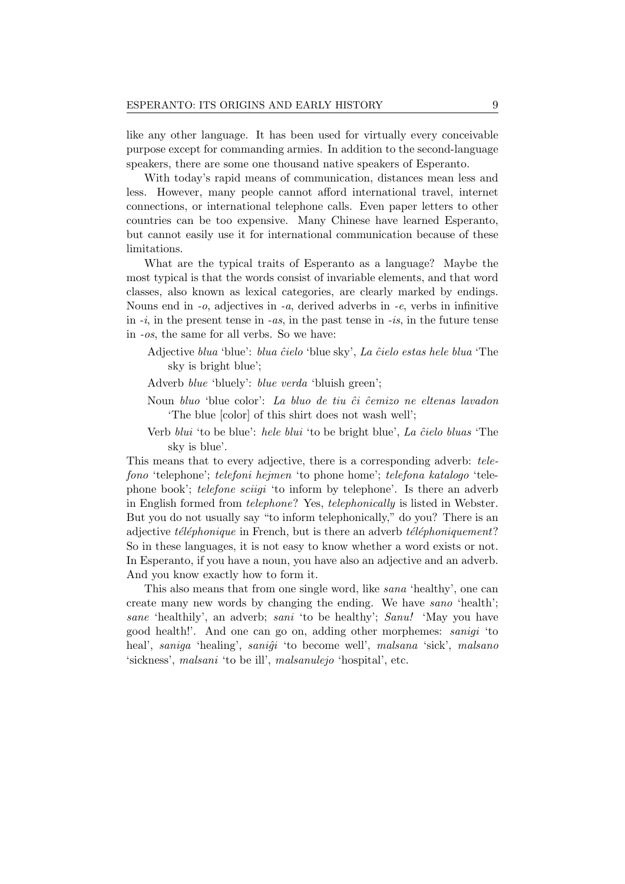like any other language. It has been used for virtually every conceivable purpose except for commanding armies. In addition to the second-language speakers, there are some one thousand native speakers of Esperanto.

With today's rapid means of communication, distances mean less and less. However, many people cannot afford international travel, internet connections, or international telephone calls. Even paper letters to other countries can be too expensive. Many Chinese have learned Esperanto, but cannot easily use it for international communication because of these limitations.

What are the typical traits of Esperanto as a language? Maybe the most typical is that the words consist of invariable elements, and that word classes, also known as lexical categories, are clearly marked by endings. Nouns end in *-o*, adjectives in *-a*, derived adverbs in *-e*, verbs in infinitive in *-i*, in the present tense in *-as*, in the past tense in *-is*, in the future tense in *-os*, the same for all verbs. So we have:

- Adjective *blua* 'blue': *blua ĉielo* 'blue sky', *La ĉielo estas hele blua* 'The sky is bright blue';
- Adverb *blue* 'bluely': *blue verda* 'bluish green';
- Noun *bluo* 'blue color': *La bluo de tiu ĉi ĉemizo ne eltenas lavadon* 'The blue [color] of this shirt does not wash well';
- Verb *blui* 'to be blue': *hele blui* 'to be bright blue', *La ĉielo bluas* 'The sky is blue'.

This means that to every adjective, there is a corresponding adverb: *telefono* 'telephone'; *telefoni hejmen* 'to phone home'; *telefona katalogo* 'telephone book'; *telefone sciigi* 'to inform by telephone'. Is there an adverb in English formed from *telephone*? Yes, *telephonically* is listed in Webster. But you do not usually say "to inform telephonically," do you? There is an adjective *téléphonique* in French, but is there an adverb *téléphoniquement*? So in these languages, it is not easy to know whether a word exists or not. In Esperanto, if you have a noun, you have also an adjective and an adverb. And you know exactly how to form it.

This also means that from one single word, like *sana* 'healthy', one can create many new words by changing the ending. We have *sano* 'health'; *sane* 'healthily', an adverb; *sani* 'to be healthy'; *Sanu!* 'May you have good health!'. And one can go on, adding other morphemes: *sanigi* 'to heal', *saniga* 'healing', *saniĝi* 'to become well', *malsana* 'sick', *malsano* 'sickness', *malsani* 'to be ill', *malsanulejo* 'hospital', etc.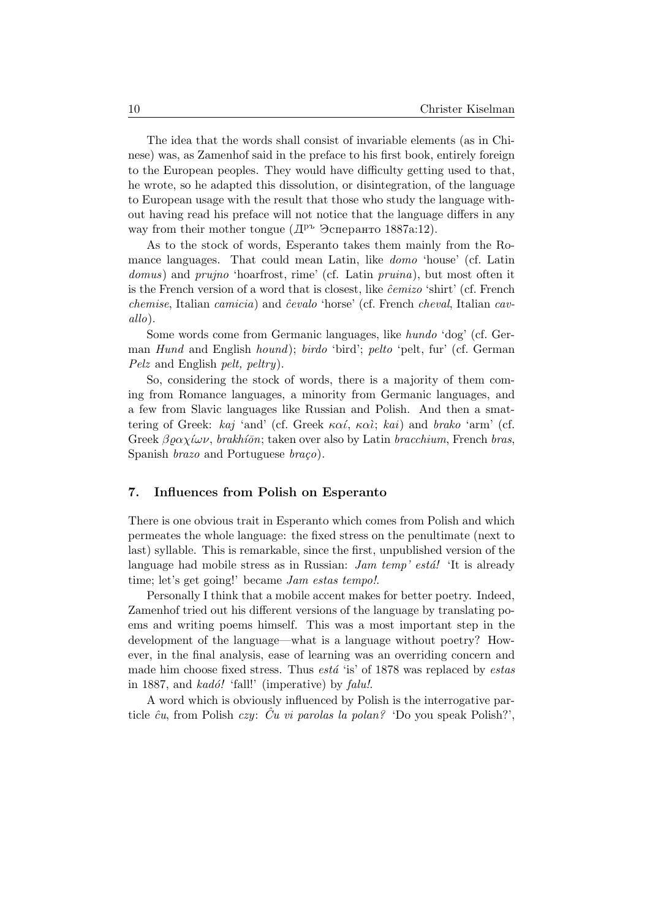The idea that the words shall consist of invariable elements (as in Chinese) was, as Zamenhof said in the preface to his first book, entirely foreign to the European peoples. They would have difficulty getting used to that, he wrote, so he adapted this dissolution, or disintegration, of the language to European usage with the result that those who study the language without having read his preface will not notice that the language differs in any way from their mother tongue (Дръ Эсперанто 1887a:12).

As to the stock of words, Esperanto takes them mainly from the Romance languages. That could mean Latin, like *domo* 'house' (cf. Latin *domus*) and *prujno* 'hoarfrost, rime' (cf. Latin *pruina*), but most often it is the French version of a word that is closest, like *ĉemizo* 'shirt' (cf. French *chemise*, Italian *camicia*) and *ĉevalo* 'horse' (cf. French *cheval*, Italian *cavallo*).

Some words come from Germanic languages, like *hundo* 'dog' (cf. German *Hund* and English *hound*); *birdo* 'bird'; *pelto* 'pelt, fur' (cf. German *Pelz* and English *pelt, peltry*).

So, considering the stock of words, there is a majority of them coming from Romance languages, a minority from Germanic languages, and a few from Slavic languages like Russian and Polish. And then a smattering of Greek: *kaj* 'and' (cf. Greek *καί*, *καὶ*; *kai*) and *brako* 'arm' (cf. Greek *βραχίων*, *brakhíōn*; taken over also by Latin *bracchium*, French *bras*, Spanish *brazo* and Portuguese *braço*).

## 7. Influences from Polish on Esperanto

There is one obvious trait in Esperanto which comes from Polish and which permeates the whole language: the fixed stress on the penultimate (next to last) syllable. This is remarkable, since the first, unpublished version of the language had mobile stress as in Russian: *Jam temp' está!* 'It is already time; let's get going!' became *Jam estas tempo!*.

Personally I think that a mobile accent makes for better poetry. Indeed, Zamenhof tried out his different versions of the language by translating poems and writing poems himself. This was a most important step in the development of the language—what is a language without poetry? However, in the final analysis, ease of learning was an overriding concern and made him choose fixed stress. Thus *está* 'is' of 1878 was replaced by *estas* in 1887, and *kadó!* 'fall!' (imperative) by *falu!*.

A word which is obviously influenced by Polish is the interrogative particle *ĉu*, from Polish *czy*: *Ĉu vi parolas la polan?* 'Do you speak Polish?',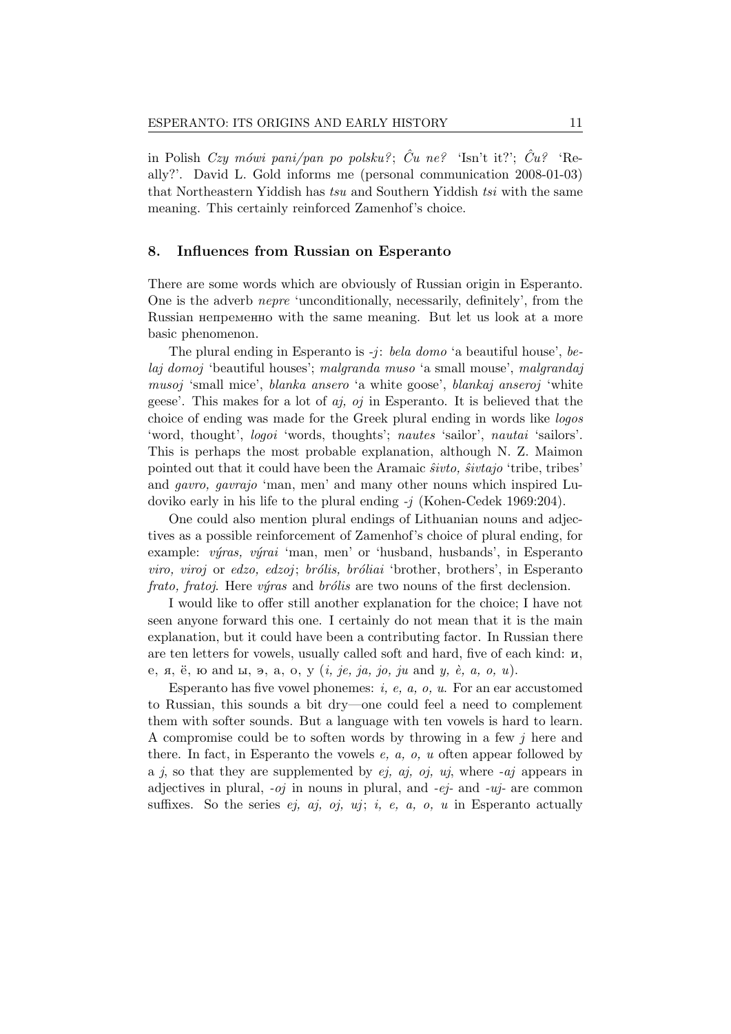in Polish *Czy mówi pani/pan po polsku?*; *Ĉu ne?* 'Isn't it?'; *Ĉu?* 'Really?'. David L. Gold informs me (personal communication 2008-01-03) that Northeastern Yiddish has *tsu* and Southern Yiddish *tsi* with the same meaning. This certainly reinforced Zamenhof's choice.

## 8. Influences from Russian on Esperanto

There are some words which are obviously of Russian origin in Esperanto. One is the adverb *nepre* 'unconditionally, necessarily, definitely', from the Russian непременно with the same meaning. But let us look at a more basic phenomenon.

The plural ending in Esperanto is *-j*: *bela domo* 'a beautiful house', *belaj domoj* 'beautiful houses'; *malgranda muso* 'a small mouse', *malgrandaj musoj* 'small mice', *blanka ansero* 'a white goose', *blankaj anseroj* 'white geese'. This makes for a lot of *aj, oj* in Esperanto. It is believed that the choice of ending was made for the Greek plural ending in words like *logos* 'word, thought', *logoi* 'words, thoughts'; *nautes* 'sailor', *nautai* 'sailors'. This is perhaps the most probable explanation, although N. Z. Maimon pointed out that it could have been the Aramaic *ŝivto, ŝivtajo* 'tribe, tribes' and *gavro, gavrajo* 'man, men' and many other nouns which inspired Ludoviko early in his life to the plural ending *-j* (Kohen-Cedek 1969:204).

One could also mention plural endings of Lithuanian nouns and adjectives as a possible reinforcement of Zamenhof's choice of plural ending, for example: *výras, výrai* 'man, men' or 'husband, husbands', in Esperanto *viro, viroj* or *edzo, edzoj*; *brólis, bróliai* 'brother, brothers', in Esperanto *frato, fratoj*. Here *výras* and *brólis* are two nouns of the first declension.

I would like to offer still another explanation for the choice; I have not seen anyone forward this one. I certainly do not mean that it is the main explanation, but it could have been a contributing factor. In Russian there are ten letters for vowels, usually called soft and hard, five of each kind: и, е, я, ё, ю and ы, э, а, о, у (*i, je, ja, jo, ju* and *y, è, a, o, u*).

Esperanto has five vowel phonemes: *i, e, a, o, u*. For an ear accustomed to Russian, this sounds a bit dry—one could feel a need to complement them with softer sounds. But a language with ten vowels is hard to learn. A compromise could be to soften words by throwing in a few *j* here and there. In fact, in Esperanto the vowels *e, a, o, u* often appear followed by a *j*, so that they are supplemented by *ej, aj, oj, uj*, where *-aj* appears in adjectives in plural, *-oj* in nouns in plural, and *-ej-* and *-uj-* are common suffixes. So the series *ej, aj, oj, uj*; *i, e, a, o, u* in Esperanto actually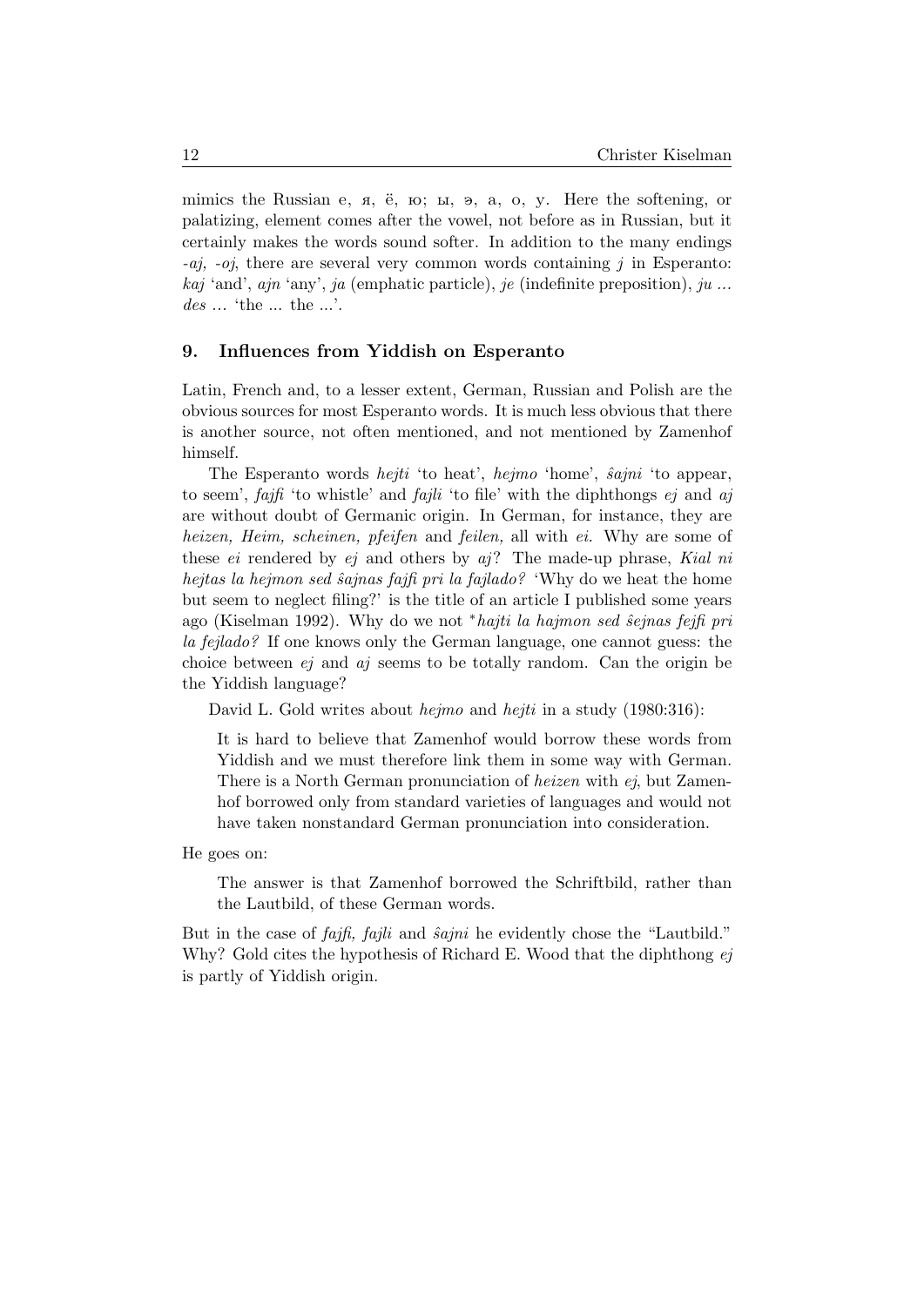mimics the Russian е, я, ё, ю; ы, э, а, о, у. Here the softening, or palatizing, element comes after the vowel, not before as in Russian, but it certainly makes the words sound softer. In addition to the many endings *-aj, -oj*, there are several very common words containing *j* in Esperanto: *kaj* 'and', *ajn* 'any', *ja* (emphatic particle), *je* (indefinite preposition), *ju ... des ...* 'the ... the ...'.

## 9. Influences from Yiddish on Esperanto

Latin, French and, to a lesser extent, German, Russian and Polish are the obvious sources for most Esperanto words. It is much less obvious that there is another source, not often mentioned, and not mentioned by Zamenhof himself.

The Esperanto words *hejti* 'to heat', *hejmo* 'home', *ŝajni* 'to appear, to seem', *fajfi* 'to whistle' and *fajli* 'to file' with the diphthongs *ej* and *aj* are without doubt of Germanic origin. In German, for instance, they are *heizen, Heim, scheinen, pfeifen* and *feilen,* all with *ei.* Why are some of these *ei* rendered by *ej* and others by *aj*? The made-up phrase, *Kial ni hejtas la hejmon sed ŝajnas fajfi pri la fajlado?* 'Why do we heat the home but seem to neglect filing?' is the title of an article I published some years ago (Kiselman 1992). Why do we not *\*hajti la hajmon sed ŝejnas fejfi pri la fejlado?* If one knows only the German language, one cannot guess: the choice between *ej* and *aj* seems to be totally random. Can the origin be the Yiddish language?

David L. Gold writes about *hejmo* and *hejti* in a study (1980:316):

> It is hard to believe that Zamenhof would borrow these words from Yiddish and we must therefore link them in some way with German. There is a North German pronunciation of *heizen* with *ej*, but Zamenhof borrowed only from standard varieties of languages and would not have taken nonstandard German pronunciation into consideration.

He goes on:

> The answer is that Zamenhof borrowed the Schriftbild, rather than the Lautbild, of these German words.

But in the case of *fajfi, fajli* and *ŝajni* he evidently chose the "Lautbild." Why? Gold cites the hypothesis of Richard E. Wood that the diphthong *ej* is partly of Yiddish origin.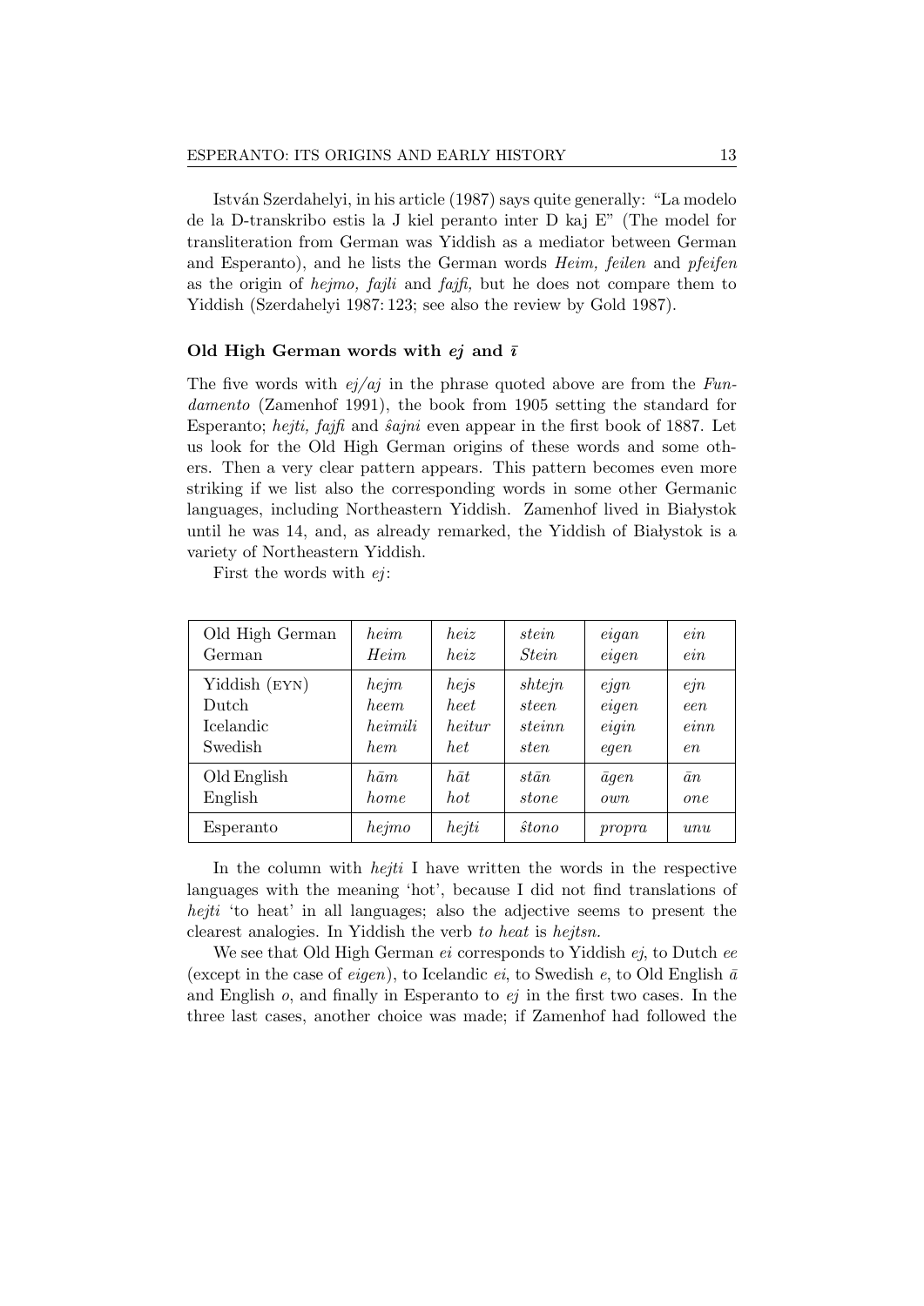István Szerdahelyi, in his article (1987) says quite generally: "La modelo de la D-transkribo estis la J kiel peranto inter D kaj E" (The model for transliteration from German was Yiddish as a mediator between German and Esperanto), and he lists the German words *Heim, feilen* and *pfeifen* as the origin of *hejmo, fajli* and *fajfi,* but he does not compare them to Yiddish (Szerdahelyi 1987: 123; see also the review by Gold 1987).

### Old High German words with *ej* and *ī*

The five words with *ej/aj* in the phrase quoted above are from the *Fundamento* (Zamenhof 1991), the book from 1905 setting the standard for Esperanto; *hejti, fajfi* and *ŝajni* even appear in the first book of 1887. Let us look for the Old High German origins of these words and some others. Then a very clear pattern appears. This pattern becomes even more striking if we list also the corresponding words in some other Germanic languages, including Northeastern Yiddish. Zamenhof lived in Białystok until he was 14, and, as already remarked, the Yiddish of Białystok is a variety of Northeastern Yiddish.

First the words with *ej*:

| | | | | | |
|---|---|---|---|---|---|
| Old High German | *heim* | *heiz* | *stein* | *eigan* | *ein* |
| German | *Heim* | *heiz* | *Stein* | *eigen* | *ein* |
| Yiddish (EYN) | *hejm* | *hejs* | *shtejn* | *ejgn* | *ejn* |
| Dutch | *heem* | *heet* | *steen* | *eigen* | *een* |
| Icelandic | *heimili* | *heitur* | *steinn* | *eigin* | *einn* |
| Swedish | *hem* | *het* | *sten* | *egen* | *en* |
| Old English | *hām* | *hāt* | *stān* | *āgen* | *ān* |
| English | *home* | *hot* | *stone* | *own* | *one* |
| Esperanto | *hejmo* | *hejti* | *ŝtono* | *propra* | *unu* |

In the column with *hejti* I have written the words in the respective languages with the meaning 'hot', because I did not find translations of *hejti* 'to heat' in all languages; also the adjective seems to present the clearest analogies. In Yiddish the verb *to heat* is *hejtsn.*

We see that Old High German *ei* corresponds to Yiddish *ej*, to Dutch *ee* (except in the case of *eigen*), to Icelandic *ei*, to Swedish *e*, to Old English *ā* and English *o*, and finally in Esperanto to *ej* in the first two cases. In the three last cases, another choice was made; if Zamenhof had followed the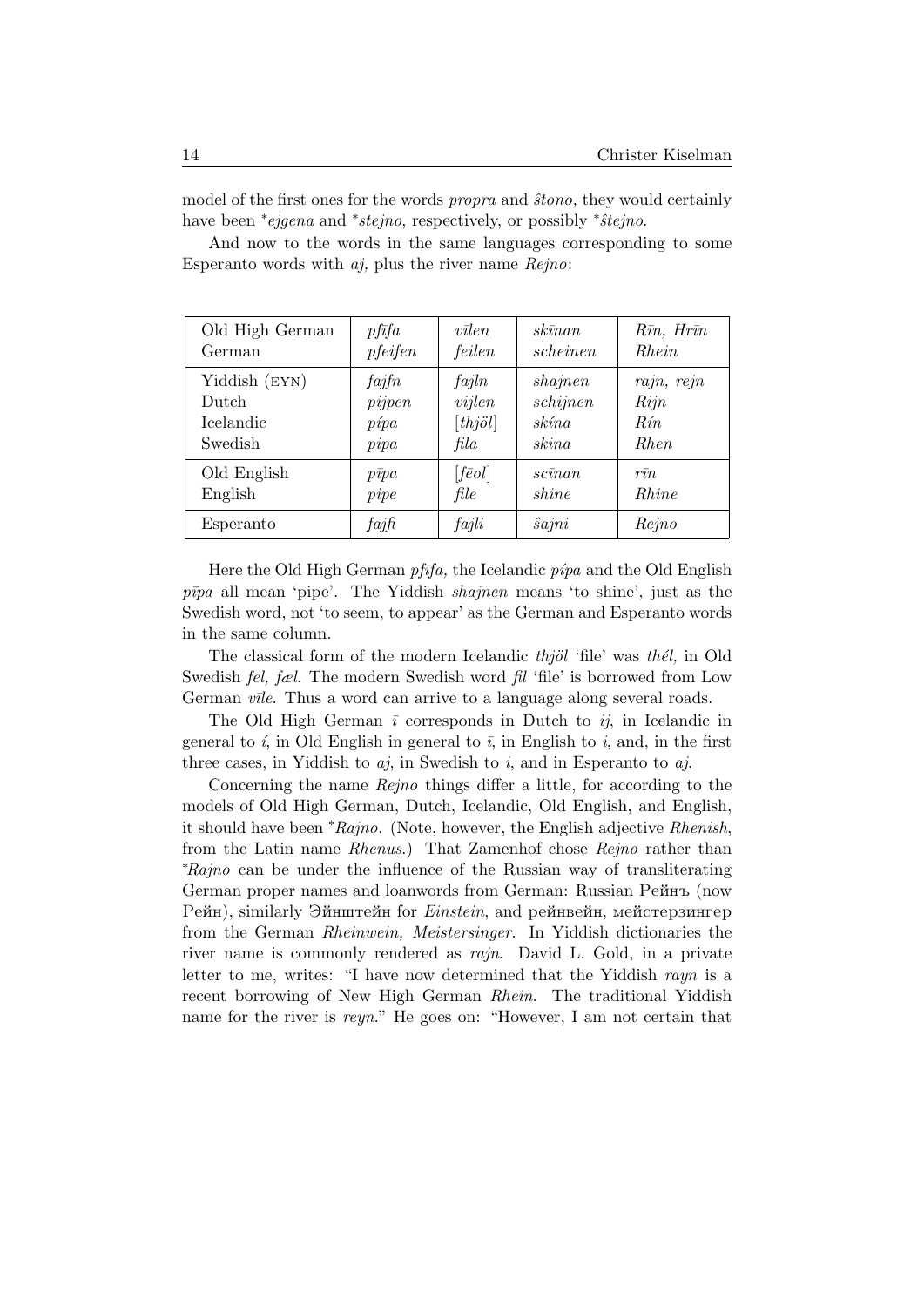model of the first ones for the words *propra* and *ŝtono,* they would certainly have been \**ejgena* and \**stejno*, respectively, or possibly \**ŝtejno*.

And now to the words in the same languages corresponding to some Esperanto words with *aj,* plus the river name *Rejno*:

| | | | | |
|---|---|---|---|---|
| Old High German | *pfīfa* | *vīlen* | *skīnan* | *Rīn, Hrīn* |
| German | *pfeifen* | *feilen* | *scheinen* | *Rhein* |
| Yiddish (EYN) | *fajfn* | *fajln* | *shajnen* | *rajn, rejn* |
| Dutch | *pijpen* | *vijlen* | *schijnen* | *Rijn* |
| Icelandic | *pípa* | [*thjöl*] | *skína* | *Rín* |
| Swedish | *pipa* | *fila* | *skina* | *Rhen* |
| Old English | *pīpa* | [*fēol*] | *scīnan* | *rīn* |
| English | *pipe* | *file* | *shine* | *Rhine* |
| Esperanto | *fajfi* | *fajli* | *ŝajni* | *Rejno* |

Here the Old High German *pfīfa,* the Icelandic *pípa* and the Old English *pīpa* all mean 'pipe'. The Yiddish *shajnen* means 'to shine', just as the Swedish word, not 'to seem, to appear' as the German and Esperanto words in the same column.

The classical form of the modern Icelandic *thjöl* 'file' was *thél,* in Old Swedish *fel, fæl.* The modern Swedish word *fil* 'file' is borrowed from Low German *vīle*. Thus a word can arrive to a language along several roads.

The Old High German *ī* corresponds in Dutch to *ij*, in Icelandic in general to *í*, in Old English in general to *ī*, in English to *i*, and, in the first three cases, in Yiddish to *aj*, in Swedish to *i*, and in Esperanto to *aj*.

Concerning the name *Rejno* things differ a little, for according to the models of Old High German, Dutch, Icelandic, Old English, and English, it should have been \**Rajno.* (Note, however, the English adjective *Rhenish*, from the Latin name *Rhenus*.) That Zamenhof chose *Rejno* rather than \**Rajno* can be under the influence of the Russian way of transliterating German proper names and loanwords from German: Russian Рейнъ (now Рейн), similarly Эйнштейн for *Einstein*, and рейнвейн, мейстерзингер from the German *Rheinwein, Meistersinger*. In Yiddish dictionaries the river name is commonly rendered as *rajn*. David L. Gold, in a private letter to me, writes: "I have now determined that the Yiddish *rayn* is a recent borrowing of New High German *Rhein*. The traditional Yiddish name for the river is *reyn*." He goes on: "However, I am not certain that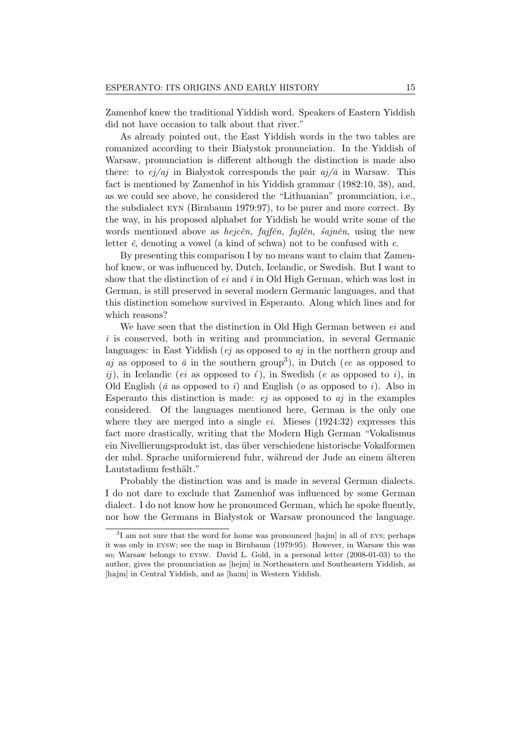Zamenhof knew the traditional Yiddish word. Speakers of Eastern Yiddish did not have occasion to talk about that river."

As already pointed out, the East Yiddish words in the two tables are romanized according to their Białystok pronunciation. In the Yiddish of Warsaw, pronunciation is different although the distinction is made also there: to *ej/aj* in Białystok corresponds the pair *aj/ā* in Warsaw. This fact is mentioned by Zamenhof in his Yiddish grammar (1982:10, 38), and, as we could see above, he considered the "Lithuanian" pronunciation, i.e., the subdialect EYN (Birnbaum 1979:97), to be purer and more correct. By the way, in his proposed alphabet for Yiddish he would write some of the words mentioned above as *hejcĕn, fajfĕn, fajlĕn, śajnĕn*, using the new letter *ĕ*, denoting a vowel (a kind of schwa) not to be confused with *e*.

By presenting this comparison I by no means want to claim that Zamenhof knew, or was influenced by, Dutch, Icelandic, or Swedish. But I want to show that the distinction of *ei* and *ī* in Old High German, which was lost in German, is still preserved in several modern Germanic languages, and that this distinction somehow survived in Esperanto. Along which lines and for which reasons?

We have seen that the distinction in Old High German between *ei* and *ī* is conserved, both in writing and pronunciation, in several Germanic languages: in East Yiddish (*ej* as opposed to *aj* in the northern group and *aj* as opposed to *ā* in the southern group[3]), in Dutch (*ee* as opposed to *ij*), in Icelandic (*ei* as opposed to *í*), in Swedish (*e* as opposed to *i*), in Old English (*ā* as opposed to *ī*) and English (*o* as opposed to *i*). Also in Esperanto this distinction is made: *ej* as opposed to *aj* in the examples considered. Of the languages mentioned here, German is the only one where they are merged into a single *ei*. Mieses (1924:32) expresses this fact more drastically, writing that the Modern High German "Vokalismus ein Nivellierungsprodukt ist, das über verschiedene historische Vokalformen der mhd. Sprache uniformierend fuhr, während der Jude an einem älteren Lautstadium festhält."

Probably the distinction was and is made in several German dialects. I do not dare to exclude that Zamenhof was influenced by some German dialect. I do not know how he pronounced German, which he spoke fluently, nor how the Germans in Białystok or Warsaw pronounced the language.

[3]I am not sure that the word for home was pronounced [hajm] in all of EYS; perhaps it was only in EYSW; see the map in Birnbaum (1979:95). However, in Warsaw this was so; Warsaw belongs to EYSW. David L. Gold, in a personal letter (2008-01-03) to the author, gives the pronunciation as [hejm] in Northeastern and Southeastern Yiddish, as [hajm] in Central Yiddish, and as [haːm] in Western Yiddish.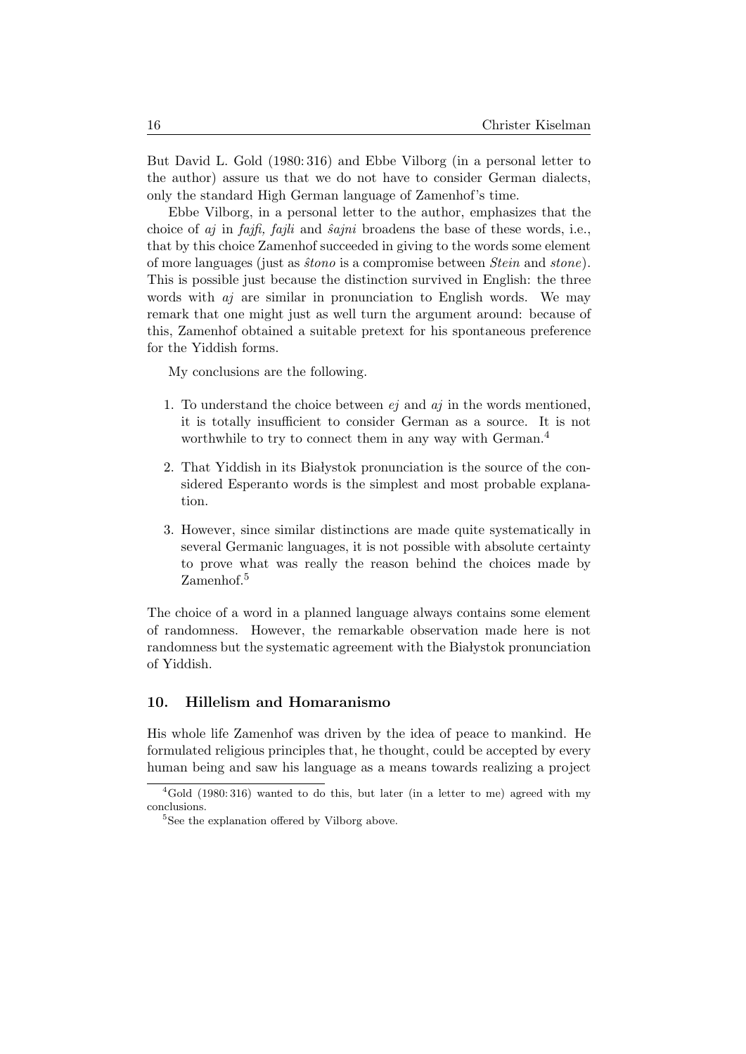But David L. Gold (1980: 316) and Ebbe Vilborg (in a personal letter to the author) assure us that we do not have to consider German dialects, only the standard High German language of Zamenhof's time.

Ebbe Vilborg, in a personal letter to the author, emphasizes that the choice of *aj* in *fajfi, fajli* and *ŝajni* broadens the base of these words, i.e., that by this choice Zamenhof succeeded in giving to the words some element of more languages (just as *ŝtono* is a compromise between *Stein* and *stone*). This is possible just because the distinction survived in English: the three words with *aj* are similar in pronunciation to English words. We may remark that one might just as well turn the argument around: because of this, Zamenhof obtained a suitable pretext for his spontaneous preference for the Yiddish forms.

My conclusions are the following.

1. To understand the choice between *ej* and *aj* in the words mentioned, it is totally insufficient to consider German as a source. It is not worthwhile to try to connect them in any way with German.[4]

2. That Yiddish in its Białystok pronunciation is the source of the considered Esperanto words is the simplest and most probable explanation.

3. However, since similar distinctions are made quite systematically in several Germanic languages, it is not possible with absolute certainty to prove what was really the reason behind the choices made by Zamenhof.[5]

The choice of a word in a planned language always contains some element of randomness. However, the remarkable observation made here is not randomness but the systematic agreement with the Białystok pronunciation of Yiddish.

## 10. Hillelism and Homaranismo

His whole life Zamenhof was driven by the idea of peace to mankind. He formulated religious principles that, he thought, could be accepted by every human being and saw his language as a means towards realizing a project

[4] Gold (1980: 316) wanted to do this, but later (in a letter to me) agreed with my conclusions.

[5] See the explanation offered by Vilborg above.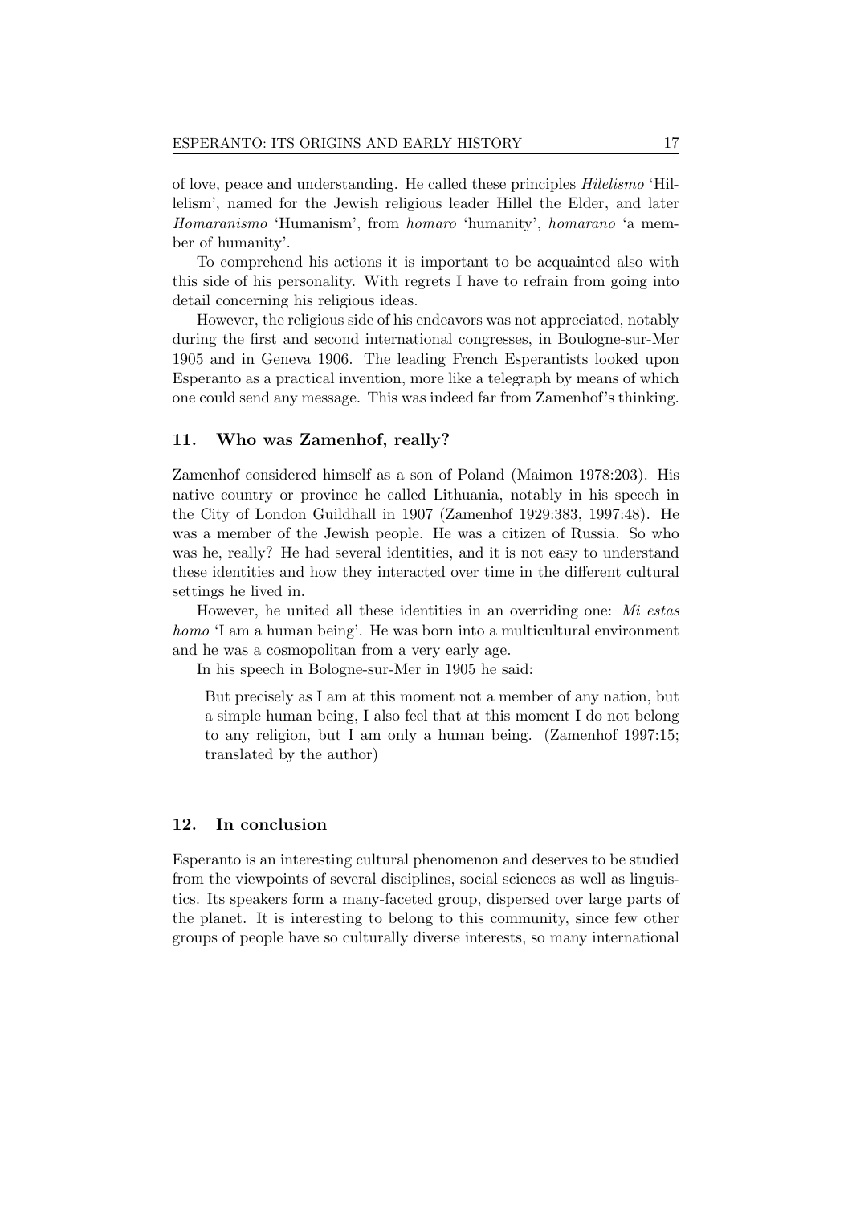of love, peace and understanding. He called these principles *Hilelismo* 'Hillelism', named for the Jewish religious leader Hillel the Elder, and later *Homaranismo* 'Humanism', from *homaro* 'humanity', *homarano* 'a member of humanity'.

To comprehend his actions it is important to be acquainted also with this side of his personality. With regrets I have to refrain from going into detail concerning his religious ideas.

However, the religious side of his endeavors was not appreciated, notably during the first and second international congresses, in Boulogne-sur-Mer 1905 and in Geneva 1906. The leading French Esperantists looked upon Esperanto as a practical invention, more like a telegraph by means of which one could send any message. This was indeed far from Zamenhof's thinking.

## 11. Who was Zamenhof, really?

Zamenhof considered himself as a son of Poland (Maimon 1978:203). His native country or province he called Lithuania, notably in his speech in the City of London Guildhall in 1907 (Zamenhof 1929:383, 1997:48). He was a member of the Jewish people. He was a citizen of Russia. So who was he, really? He had several identities, and it is not easy to understand these identities and how they interacted over time in the different cultural settings he lived in.

However, he united all these identities in an overriding one: *Mi estas homo* 'I am a human being'. He was born into a multicultural environment and he was a cosmopolitan from a very early age.

In his speech in Bologne-sur-Mer in 1905 he said:

> But precisely as I am at this moment not a member of any nation, but a simple human being, I also feel that at this moment I do not belong to any religion, but I am only a human being. (Zamenhof 1997:15; translated by the author)

## 12. In conclusion

Esperanto is an interesting cultural phenomenon and deserves to be studied from the viewpoints of several disciplines, social sciences as well as linguistics. Its speakers form a many-faceted group, dispersed over large parts of the planet. It is interesting to belong to this community, since few other groups of people have so culturally diverse interests, so many international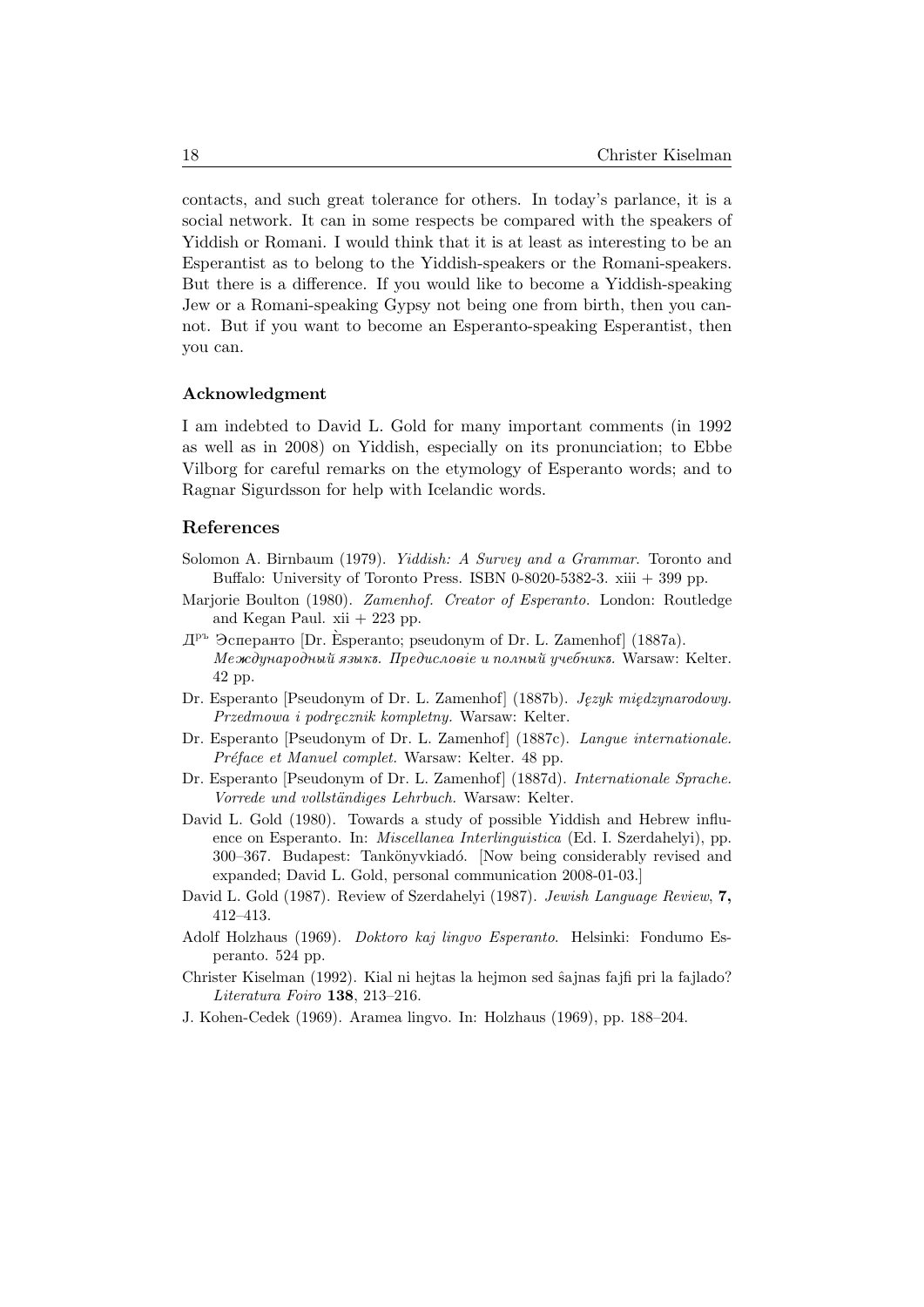contacts, and such great tolerance for others. In today's parlance, it is a social network. It can in some respects be compared with the speakers of Yiddish or Romani. I would think that it is at least as interesting to be an Esperantist as to belong to the Yiddish-speakers or the Romani-speakers. But there is a difference. If you would like to become a Yiddish-speaking Jew or a Romani-speaking Gypsy not being one from birth, then you cannot. But if you want to become an Esperanto-speaking Esperantist, then you can.

### Acknowledgment

I am indebted to David L. Gold for many important comments (in 1992 as well as in 2008) on Yiddish, especially on its pronunciation; to Ebbe Vilborg for careful remarks on the etymology of Esperanto words; and to Ragnar Sigurdsson for help with Icelandic words.

## References

Solomon A. Birnbaum (1979). *Yiddish: A Survey and a Grammar*. Toronto and Buffalo: University of Toronto Press. ISBN 0-8020-5382-3. xiii + 399 pp.

Marjorie Boulton (1980). *Zamenhof. Creator of Esperanto*. London: Routledge and Kegan Paul. xii + 223 pp.

Д[ръ] Эсперанто [Dr. Èsperanto; pseudonym of Dr. L. Zamenhof] (1887a). *Международный языкъ. Предисловіе и полный учебникъ.* Warsaw: Kelter. 42 pp.

Dr. Esperanto [Pseudonym of Dr. L. Zamenhof] (1887b). *Język międzynarodowy. Przedmowa i podręcznik kompletny.* Warsaw: Kelter.

Dr. Esperanto [Pseudonym of Dr. L. Zamenhof] (1887c). *Langue internationale. Préface et Manuel complet.* Warsaw: Kelter. 48 pp.

Dr. Esperanto [Pseudonym of Dr. L. Zamenhof] (1887d). *Internationale Sprache. Vorrede und vollständiges Lehrbuch.* Warsaw: Kelter.

David L. Gold (1980). Towards a study of possible Yiddish and Hebrew influence on Esperanto. In: *Miscellanea Interlinguistica* (Ed. I. Szerdahelyi), pp. 300–367. Budapest: Tankönyvkiadó. [Now being considerably revised and expanded; David L. Gold, personal communication 2008-01-03.]

David L. Gold (1987). Review of Szerdahelyi (1987). *Jewish Language Review*, **7,** 412–413.

Adolf Holzhaus (1969). *Doktoro kaj lingvo Esperanto*. Helsinki: Fondumo Esperanto. 524 pp.

Christer Kiselman (1992). Kial ni hejtas la hejmon sed ŝajnas fajfi pri la fajlado? *Literatura Foiro* **138**, 213–216.

J. Kohen-Cedek (1969). Aramea lingvo. In: Holzhaus (1969), pp. 188–204.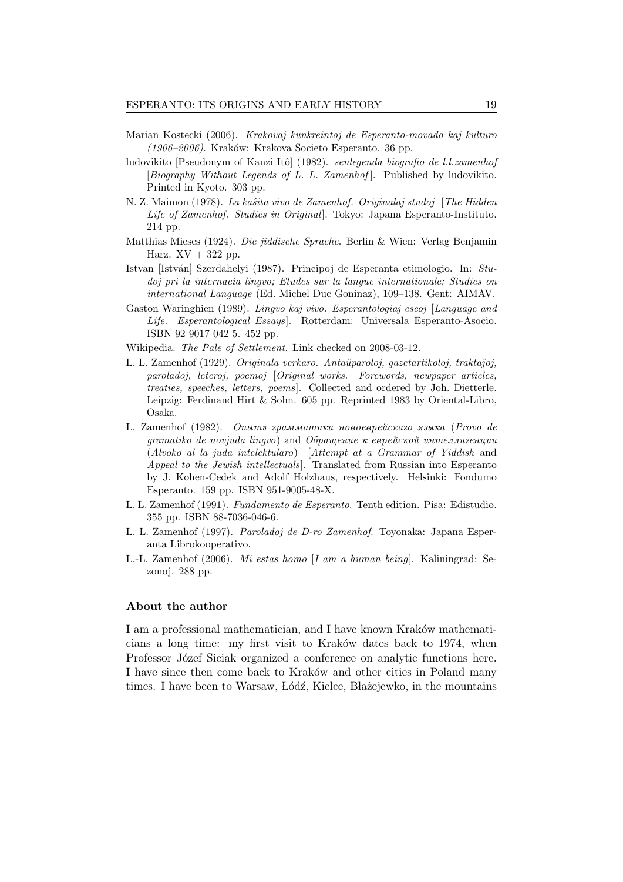Marian Kostecki (2006). *Krakovaj kunkreintoj de Esperanto-movado kaj kulturo (1906–2006)*. Kraków: Krakova Societo Esperanto. 36 pp.

ludovikito [Pseudonym of Kanzi Itô] (1982). *senlegenda biografio de l.l.zamenhof* [*Biography Without Legends of L. L. Zamenhof*]. Published by ludovikito. Printed in Kyoto. 303 pp.

N. Z. Maimon (1978). *La kaŝita vivo de Zamenhof. Originalaj studoj* [*The Hidden Life of Zamenhof. Studies in Original*]. Tokyo: Japana Esperanto-Instituto. 214 pp.

Matthias Mieses (1924). *Die jiddische Sprache*. Berlin & Wien: Verlag Benjamin Harz. XV + 322 pp.

Istvan [István] Szerdahelyi (1987). Principoj de Esperanta etimologio. In: *Studoj pri la internacia lingvo; Etudes sur la langue internationale; Studies on international Language* (Ed. Michel Duc Goninaz), 109–138. Gent: AIMAV.

Gaston Waringhien (1989). *Lingvo kaj vivo. Esperantologiaj eseoj* [*Language and Life. Esperantological Essays*]. Rotterdam: Universala Esperanto-Asocio. ISBN 92 9017 042 5. 452 pp.

Wikipedia. *The Pale of Settlement*. Link checked on 2008-03-12.

L. L. Zamenhof (1929). *Originala verkaro. Antaŭparoloj, gazetartikoloj, traktaĵoj, paroladoj, leteroj, poemoj* [*Original works. Forewords, newpaper articles, treaties, speeches, letters, poems*]. Collected and ordered by Joh. Dietterle. Leipzig: Ferdinand Hirt & Sohn. 605 pp. Reprinted 1983 by Oriental-Libro, Osaka.

L. Zamenhof (1982). *Опытъ грамматики новоеврейскаго языка* (*Provo de gramatiko de novjuda lingvo*) and *Обращение к еврейской интеллигенции* (*Alvoko al la juda intelektularo*) [*Attempt at a Grammar of Yiddish* and *Appeal to the Jewish intellectuals*]. Translated from Russian into Esperanto by J. Kohen-Cedek and Adolf Holzhaus, respectively. Helsinki: Fondumo Esperanto. 159 pp. ISBN 951-9005-48-X.

L. L. Zamenhof (1991). *Fundamento de Esperanto*. Tenth edition. Pisa: Edistudio. 355 pp. ISBN 88-7036-046-6.

L. L. Zamenhof (1997). *Paroladoj de D-ro Zamenhof*. Toyonaka: Japana Esperanta Librokooperativo.

L.-L. Zamenhof (2006). *Mi estas homo* [*I am a human being*]. Kaliningrad: Sezonoj. 288 pp.

### About the author

I am a professional mathematician, and I have known Kraków mathematicians a long time: my first visit to Kraków dates back to 1974, when Professor Józef Siciak organized a conference on analytic functions here. I have since then come back to Kraków and other cities in Poland many times. I have been to Warsaw, Łódź, Kielce, Błażejewko, in the mountains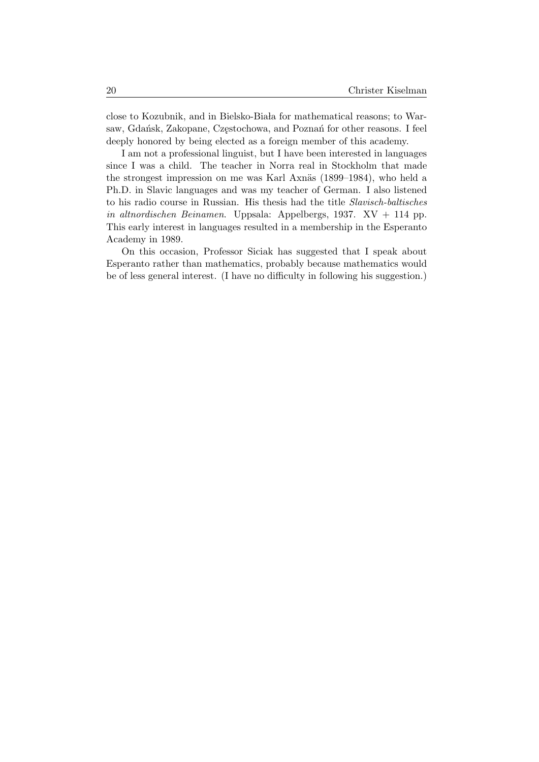close to Kozubnik, and in Bielsko-Biała for mathematical reasons; to Warsaw, Gdańsk, Zakopane, Częstochowa, and Poznań for other reasons. I feel deeply honored by being elected as a foreign member of this academy.

I am not a professional linguist, but I have been interested in languages since I was a child. The teacher in Norra real in Stockholm that made the strongest impression on me was Karl Axnäs (1899–1984), who held a Ph.D. in Slavic languages and was my teacher of German. I also listened to his radio course in Russian. His thesis had the title *Slavisch-baltisches in altnordischen Beinamen*. Uppsala: Appelbergs, 1937. XV + 114 pp. This early interest in languages resulted in a membership in the Esperanto Academy in 1989.

On this occasion, Professor Siciak has suggested that I speak about Esperanto rather than mathematics, probably because mathematics would be of less general interest. (I have no difficulty in following his suggestion.)